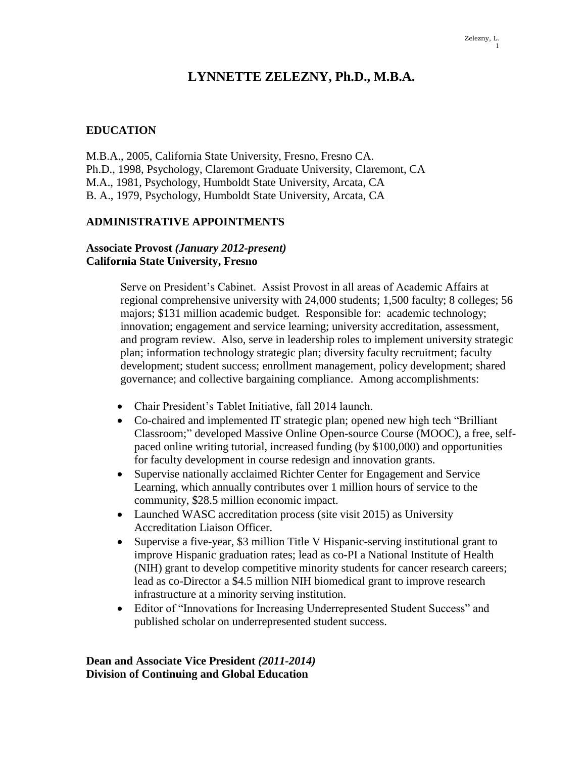# LYNNETTE ZELEZNY, Ph.D., M.B.A.

## EDUCATION

M.B.A., 2005, California State University, Fresno, Fresno CA.
Ph.D., 1998, Psychology, Claremont Graduate University, Claremont, CA
M.A., 1981, Psychology, Humboldt State University, Arcata, CA
B. A., 1979, Psychology, Humboldt State University, Arcata, CA

## ADMINISTRATIVE APPOINTMENTS

**Associate Provost *(January 2012-present)***
**California State University, Fresno**

Serve on President's Cabinet. Assist Provost in all areas of Academic Affairs at regional comprehensive university with 24,000 students; 1,500 faculty; 8 colleges; 56 majors; $131 million academic budget. Responsible for: academic technology; innovation; engagement and service learning; university accreditation, assessment, and program review. Also, serve in leadership roles to implement university strategic plan; information technology strategic plan; diversity faculty recruitment; faculty development; student success; enrollment management, policy development; shared governance; and collective bargaining compliance. Among accomplishments:

- Chair President's Tablet Initiative, fall 2014 launch.
- Co-chaired and implemented IT strategic plan; opened new high tech "Brilliant Classroom;" developed Massive Online Open-source Course (MOOC), a free, self-paced online writing tutorial, increased funding (by $100,000) and opportunities for faculty development in course redesign and innovation grants.
- Supervise nationally acclaimed Richter Center for Engagement and Service Learning, which annually contributes over 1 million hours of service to the community, $28.5 million economic impact.
- Launched WASC accreditation process (site visit 2015) as University Accreditation Liaison Officer.
- Supervise a five-year, $3 million Title V Hispanic-serving institutional grant to improve Hispanic graduation rates; lead as co-PI a National Institute of Health (NIH) grant to develop competitive minority students for cancer research careers; lead as co-Director a $4.5 million NIH biomedical grant to improve research infrastructure at a minority serving institution.
- Editor of "Innovations for Increasing Underrepresented Student Success" and published scholar on underrepresented student success.

**Dean and Associate Vice President *(2011-2014)***
**Division of Continuing and Global Education**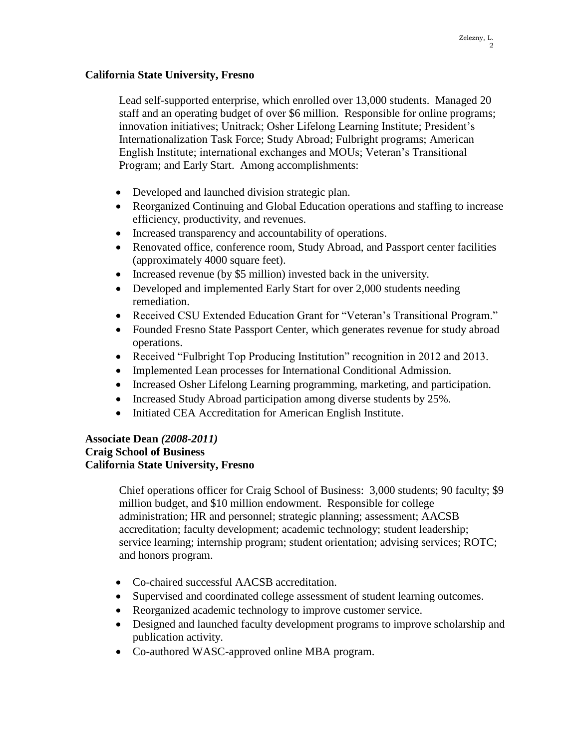**California State University, Fresno**

Lead self-supported enterprise, which enrolled over 13,000 students. Managed 20 staff and an operating budget of over $6 million. Responsible for online programs; innovation initiatives; Unitrack; Osher Lifelong Learning Institute; President's Internationalization Task Force; Study Abroad; Fulbright programs; American English Institute; international exchanges and MOUs; Veteran's Transitional Program; and Early Start. Among accomplishments:

- Developed and launched division strategic plan.
- Reorganized Continuing and Global Education operations and staffing to increase efficiency, productivity, and revenues.
- Increased transparency and accountability of operations.
- Renovated office, conference room, Study Abroad, and Passport center facilities (approximately 4000 square feet).
- Increased revenue (by $5 million) invested back in the university.
- Developed and implemented Early Start for over 2,000 students needing remediation.
- Received CSU Extended Education Grant for "Veteran's Transitional Program."
- Founded Fresno State Passport Center, which generates revenue for study abroad operations.
- Received "Fulbright Top Producing Institution" recognition in 2012 and 2013.
- Implemented Lean processes for International Conditional Admission.
- Increased Osher Lifelong Learning programming, marketing, and participation.
- Increased Study Abroad participation among diverse students by 25%.
- Initiated CEA Accreditation for American English Institute.

**Associate Dean *(2008-2011)***
**Craig School of Business**
**California State University, Fresno**

Chief operations officer for Craig School of Business: 3,000 students; 90 faculty; $9 million budget, and $10 million endowment. Responsible for college administration; HR and personnel; strategic planning; assessment; AACSB accreditation; faculty development; academic technology; student leadership; service learning; internship program; student orientation; advising services; ROTC; and honors program.

- Co-chaired successful AACSB accreditation.
- Supervised and coordinated college assessment of student learning outcomes.
- Reorganized academic technology to improve customer service.
- Designed and launched faculty development programs to improve scholarship and publication activity.
- Co-authored WASC-approved online MBA program.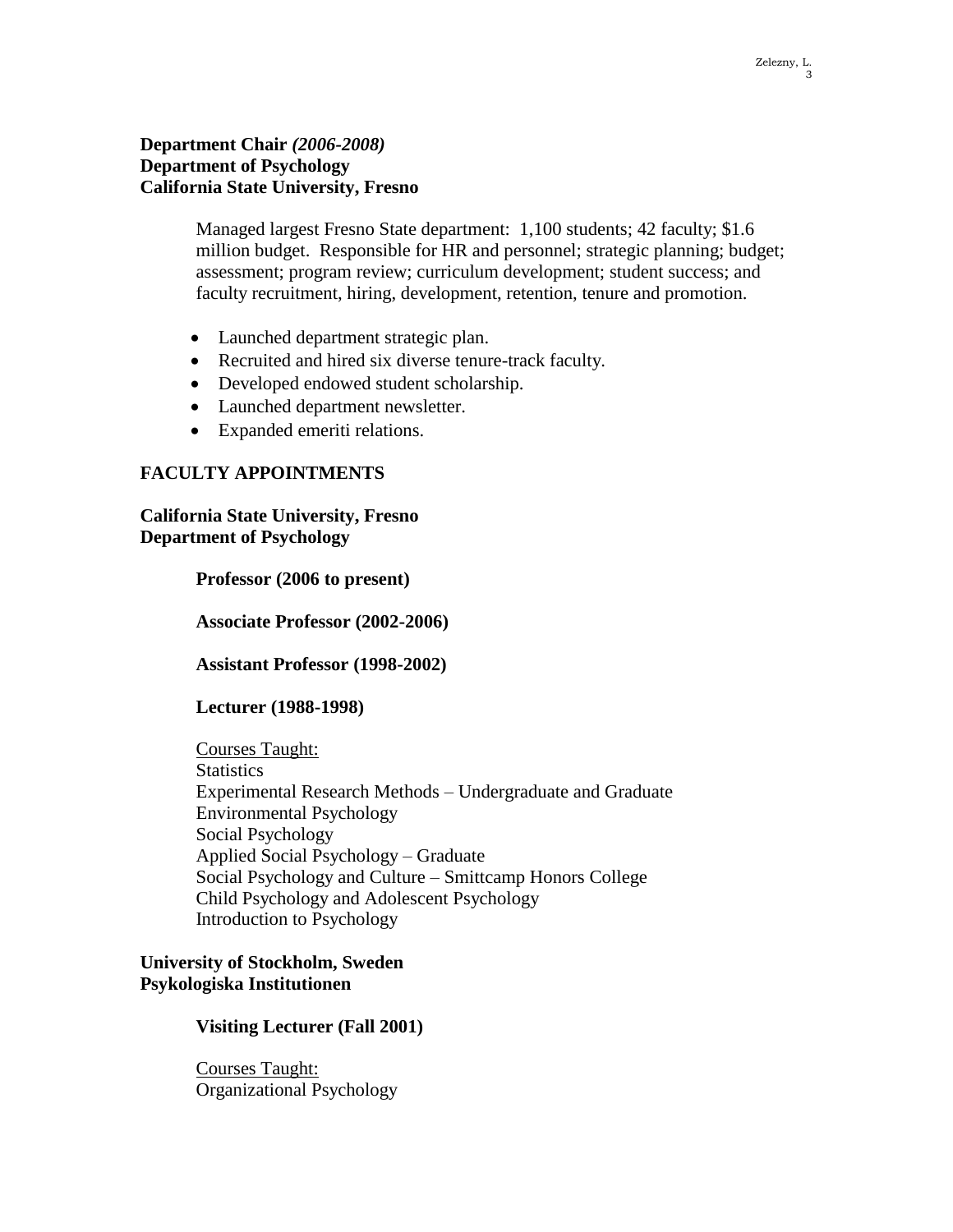**Department Chair *(2006-2008)***
**Department of Psychology**
**California State University, Fresno**

Managed largest Fresno State department: 1,100 students; 42 faculty; $1.6 million budget. Responsible for HR and personnel; strategic planning; budget; assessment; program review; curriculum development; student success; and faculty recruitment, hiring, development, retention, tenure and promotion.

- Launched department strategic plan.
- Recruited and hired six diverse tenure-track faculty.
- Developed endowed student scholarship.
- Launched department newsletter.
- Expanded emeriti relations.

## FACULTY APPOINTMENTS

**California State University, Fresno**
**Department of Psychology**

**Professor (2006 to present)**

**Associate Professor (2002-2006)**

**Assistant Professor (1998-2002)**

**Lecturer (1988-1998)**

<u>Courses Taught:</u>
Statistics
Experimental Research Methods – Undergraduate and Graduate
Environmental Psychology
Social Psychology
Applied Social Psychology – Graduate
Social Psychology and Culture – Smittcamp Honors College
Child Psychology and Adolescent Psychology
Introduction to Psychology

**University of Stockholm, Sweden**
**Psykologiska Institutionen**

**Visiting Lecturer (Fall 2001)**

<u>Courses Taught:</u>
Organizational Psychology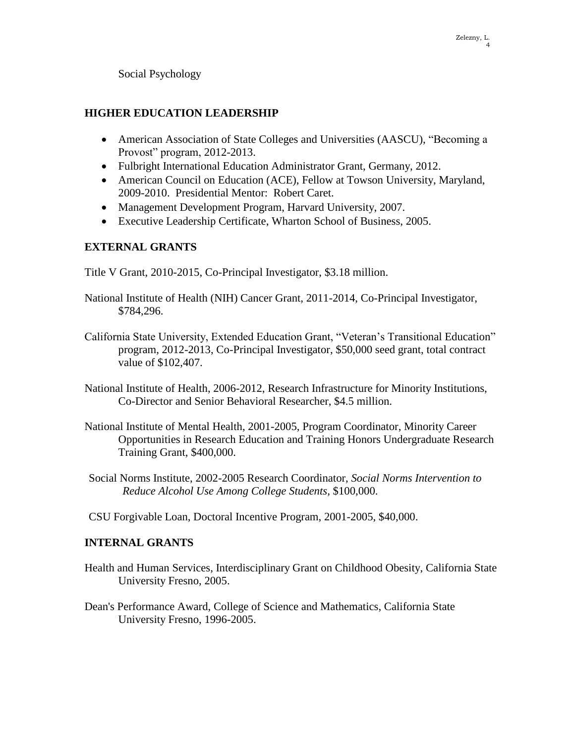Social Psychology

## HIGHER EDUCATION LEADERSHIP

- American Association of State Colleges and Universities (AASCU), "Becoming a Provost" program, 2012-2013.
- Fulbright International Education Administrator Grant, Germany, 2012.
- American Council on Education (ACE), Fellow at Towson University, Maryland, 2009-2010. Presidential Mentor: Robert Caret.
- Management Development Program, Harvard University, 2007.
- Executive Leadership Certificate, Wharton School of Business, 2005.

## EXTERNAL GRANTS

Title V Grant, 2010-2015, Co-Principal Investigator, $3.18 million.

National Institute of Health (NIH) Cancer Grant, 2011-2014, Co-Principal Investigator, $784,296.

California State University, Extended Education Grant, "Veteran's Transitional Education" program, 2012-2013, Co-Principal Investigator, $50,000 seed grant, total contract value of $102,407.

National Institute of Health, 2006-2012, Research Infrastructure for Minority Institutions, Co-Director and Senior Behavioral Researcher, $4.5 million.

National Institute of Mental Health, 2001-2005, Program Coordinator, Minority Career Opportunities in Research Education and Training Honors Undergraduate Research Training Grant, $400,000.

Social Norms Institute, 2002-2005 Research Coordinator, *Social Norms Intervention to Reduce Alcohol Use Among College Students,* $100,000.

CSU Forgivable Loan, Doctoral Incentive Program, 2001-2005, $40,000.

## INTERNAL GRANTS

Health and Human Services, Interdisciplinary Grant on Childhood Obesity, California State University Fresno, 2005.

Dean's Performance Award, College of Science and Mathematics, California State University Fresno, 1996-2005.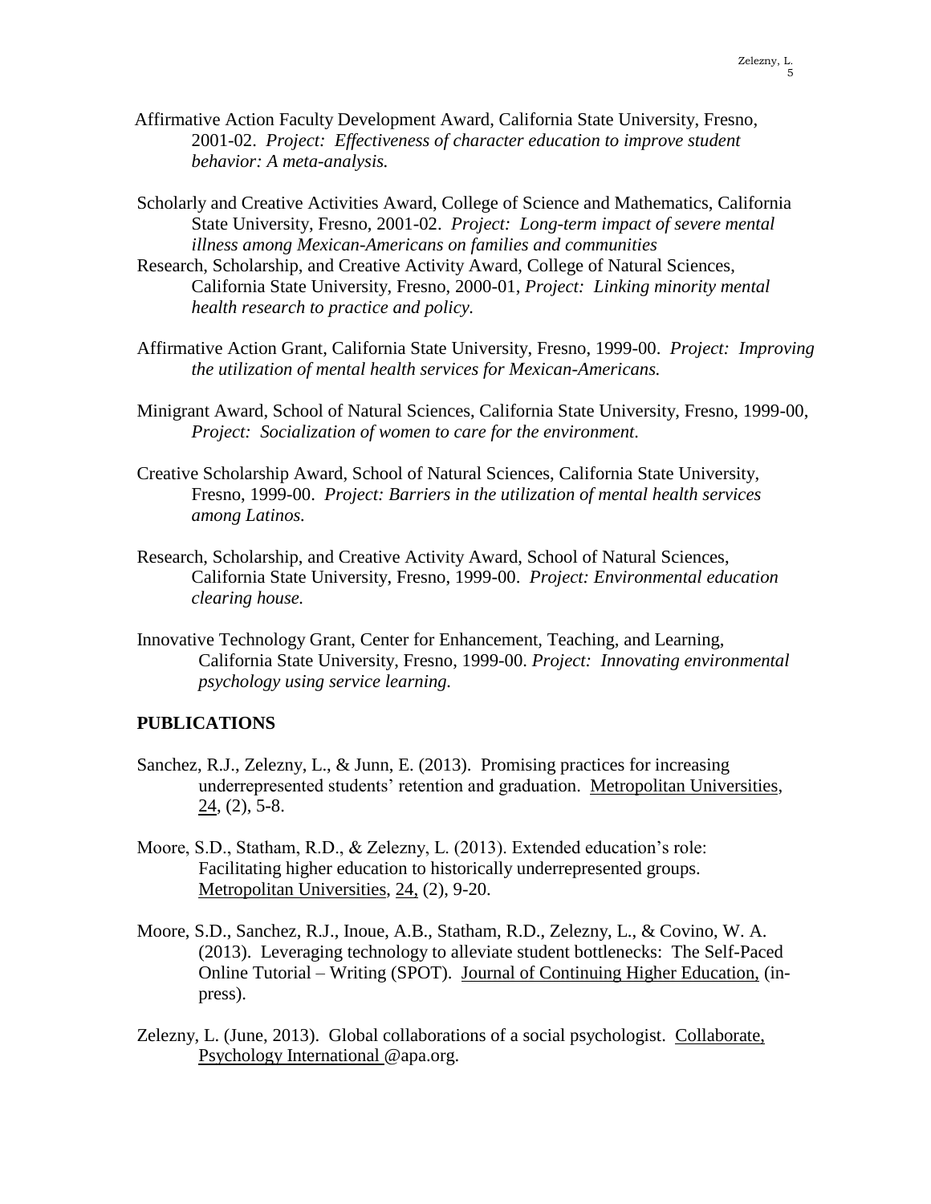Affirmative Action Faculty Development Award, California State University, Fresno, 2001-02. *Project: Effectiveness of character education to improve student behavior: A meta-analysis.*

Scholarly and Creative Activities Award, College of Science and Mathematics, California State University, Fresno, 2001-02. *Project: Long-term impact of severe mental illness among Mexican-Americans on families and communities*

Research, Scholarship, and Creative Activity Award, College of Natural Sciences, California State University, Fresno, 2000-01, *Project: Linking minority mental health research to practice and policy.*

Affirmative Action Grant, California State University, Fresno, 1999-00. *Project: Improving the utilization of mental health services for Mexican-Americans.*

Minigrant Award, School of Natural Sciences, California State University, Fresno, 1999-00, *Project: Socialization of women to care for the environment.*

Creative Scholarship Award, School of Natural Sciences, California State University, Fresno, 1999-00. *Project: Barriers in the utilization of mental health services among Latinos.*

Research, Scholarship, and Creative Activity Award, School of Natural Sciences, California State University, Fresno, 1999-00. *Project: Environmental education clearing house.*

Innovative Technology Grant, Center for Enhancement, Teaching, and Learning, California State University, Fresno, 1999-00. *Project: Innovating environmental psychology using service learning.*

## PUBLICATIONS

Sanchez, R.J., Zelezny, L., & Junn, E. (2013). Promising practices for increasing underrepresented students' retention and graduation. Metropolitan Universities, 24, (2), 5-8.

Moore, S.D., Statham, R.D., & Zelezny, L. (2013). Extended education's role: Facilitating higher education to historically underrepresented groups. Metropolitan Universities, 24, (2), 9-20.

Moore, S.D., Sanchez, R.J., Inoue, A.B., Statham, R.D., Zelezny, L., & Covino, W. A. (2013). Leveraging technology to alleviate student bottlenecks: The Self-Paced Online Tutorial – Writing (SPOT). Journal of Continuing Higher Education, (in-press).

Zelezny, L. (June, 2013). Global collaborations of a social psychologist. Collaborate, Psychology International @apa.org.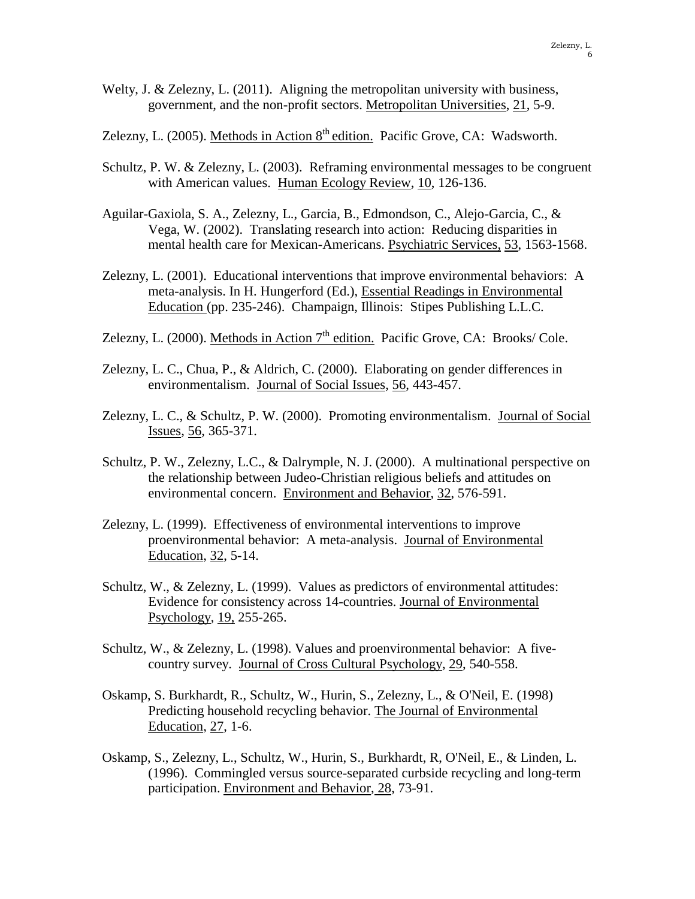Welty, J. & Zelezny, L. (2011). Aligning the metropolitan university with business, government, and the non-profit sectors. Metropolitan Universities, 21, 5-9.

Zelezny, L. (2005). Methods in Action 8th edition. Pacific Grove, CA: Wadsworth.

Schultz, P. W. & Zelezny, L. (2003). Reframing environmental messages to be congruent with American values. Human Ecology Review, 10, 126-136.

Aguilar-Gaxiola, S. A., Zelezny, L., Garcia, B., Edmondson, C., Alejo-Garcia, C., & Vega, W. (2002). Translating research into action: Reducing disparities in mental health care for Mexican-Americans. Psychiatric Services, 53, 1563-1568.

Zelezny, L. (2001). Educational interventions that improve environmental behaviors: A meta-analysis. In H. Hungerford (Ed.), Essential Readings in Environmental Education (pp. 235-246). Champaign, Illinois: Stipes Publishing L.L.C.

Zelezny, L. (2000). Methods in Action 7th edition. Pacific Grove, CA: Brooks/ Cole.

Zelezny, L. C., Chua, P., & Aldrich, C. (2000). Elaborating on gender differences in environmentalism. Journal of Social Issues, 56, 443-457.

Zelezny, L. C., & Schultz, P. W. (2000). Promoting environmentalism. Journal of Social Issues, 56, 365-371.

Schultz, P. W., Zelezny, L.C., & Dalrymple, N. J. (2000). A multinational perspective on the relationship between Judeo-Christian religious beliefs and attitudes on environmental concern. Environment and Behavior, 32, 576-591.

Zelezny, L. (1999). Effectiveness of environmental interventions to improve proenvironmental behavior: A meta-analysis. Journal of Environmental Education, 32, 5-14.

Schultz, W., & Zelezny, L. (1999). Values as predictors of environmental attitudes: Evidence for consistency across 14-countries. Journal of Environmental Psychology, 19, 255-265.

Schultz, W., & Zelezny, L. (1998). Values and proenvironmental behavior: A five-country survey. Journal of Cross Cultural Psychology, 29, 540-558.

Oskamp, S. Burkhardt, R., Schultz, W., Hurin, S., Zelezny, L., & O'Neil, E. (1998) Predicting household recycling behavior. The Journal of Environmental Education, 27, 1-6.

Oskamp, S., Zelezny, L., Schultz, W., Hurin, S., Burkhardt, R, O'Neil, E., & Linden, L. (1996). Commingled versus source-separated curbside recycling and long-term participation. Environment and Behavior, 28, 73-91.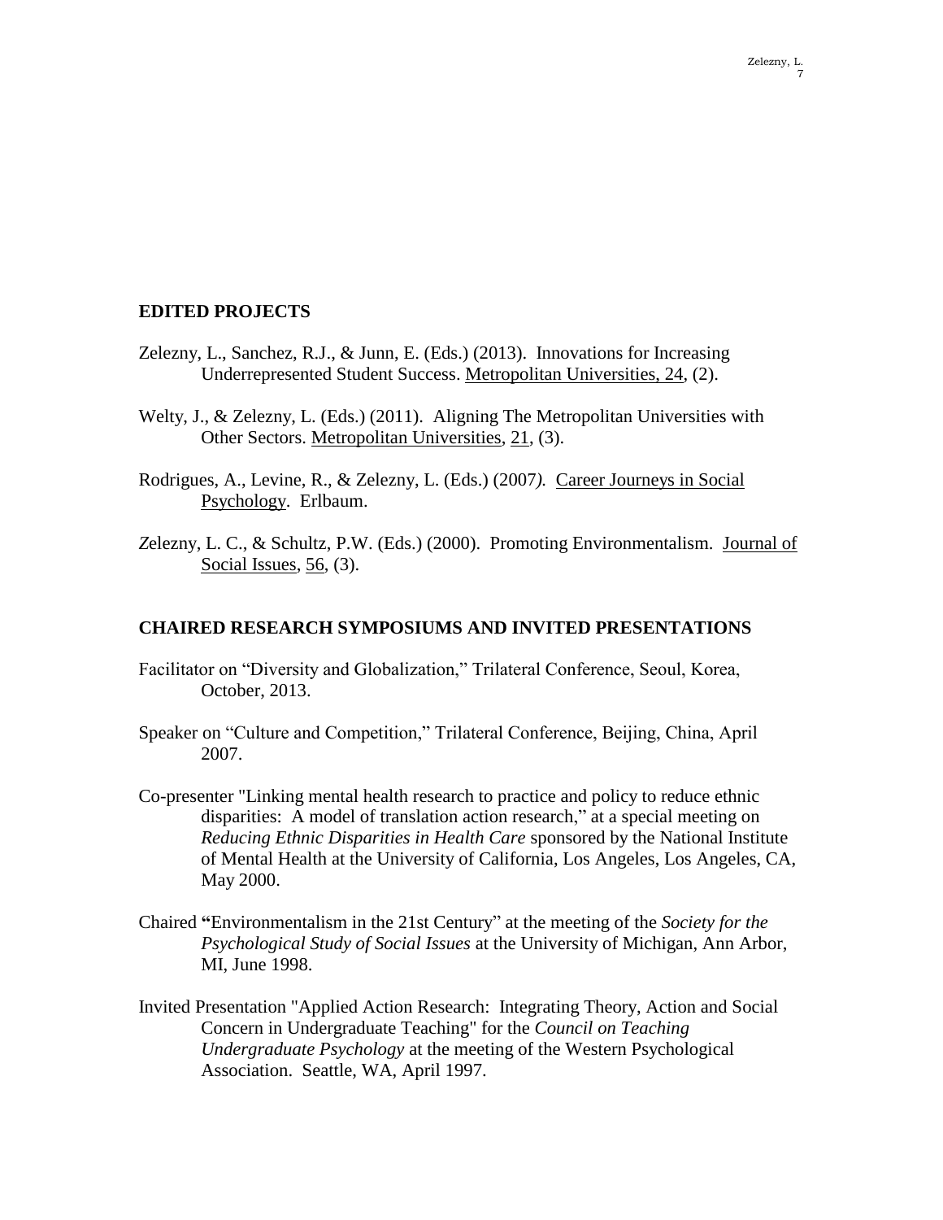## EDITED PROJECTS

Zelezny, L., Sanchez, R.J., & Junn, E. (Eds.) (2013). Innovations for Increasing Underrepresented Student Success. Metropolitan Universities, 24, (2).

Welty, J., & Zelezny, L. (Eds.) (2011). Aligning The Metropolitan Universities with Other Sectors. Metropolitan Universities, 21, (3).

Rodrigues, A., Levine, R., & Zelezny, L. (Eds.) (2007*).* Career Journeys in Social Psychology. Erlbaum.

Zelezny, L. C., & Schultz, P.W. (Eds.) (2000). Promoting Environmentalism. Journal of Social Issues, 56, (3).

## CHAIRED RESEARCH SYMPOSIUMS AND INVITED PRESENTATIONS

Facilitator on "Diversity and Globalization," Trilateral Conference, Seoul, Korea, October, 2013.

Speaker on "Culture and Competition," Trilateral Conference, Beijing, China, April 2007.

Co-presenter "Linking mental health research to practice and policy to reduce ethnic disparities: A model of translation action research," at a special meeting on *Reducing Ethnic Disparities in Health Care* sponsored by the National Institute of Mental Health at the University of California, Los Angeles, Los Angeles, CA, May 2000.

Chaired **"**Environmentalism in the 21st Century" at the meeting of the *Society for the Psychological Study of Social Issues* at the University of Michigan, Ann Arbor, MI, June 1998.

Invited Presentation "Applied Action Research: Integrating Theory, Action and Social Concern in Undergraduate Teaching" for the *Council on Teaching Undergraduate Psychology* at the meeting of the Western Psychological Association. Seattle, WA, April 1997.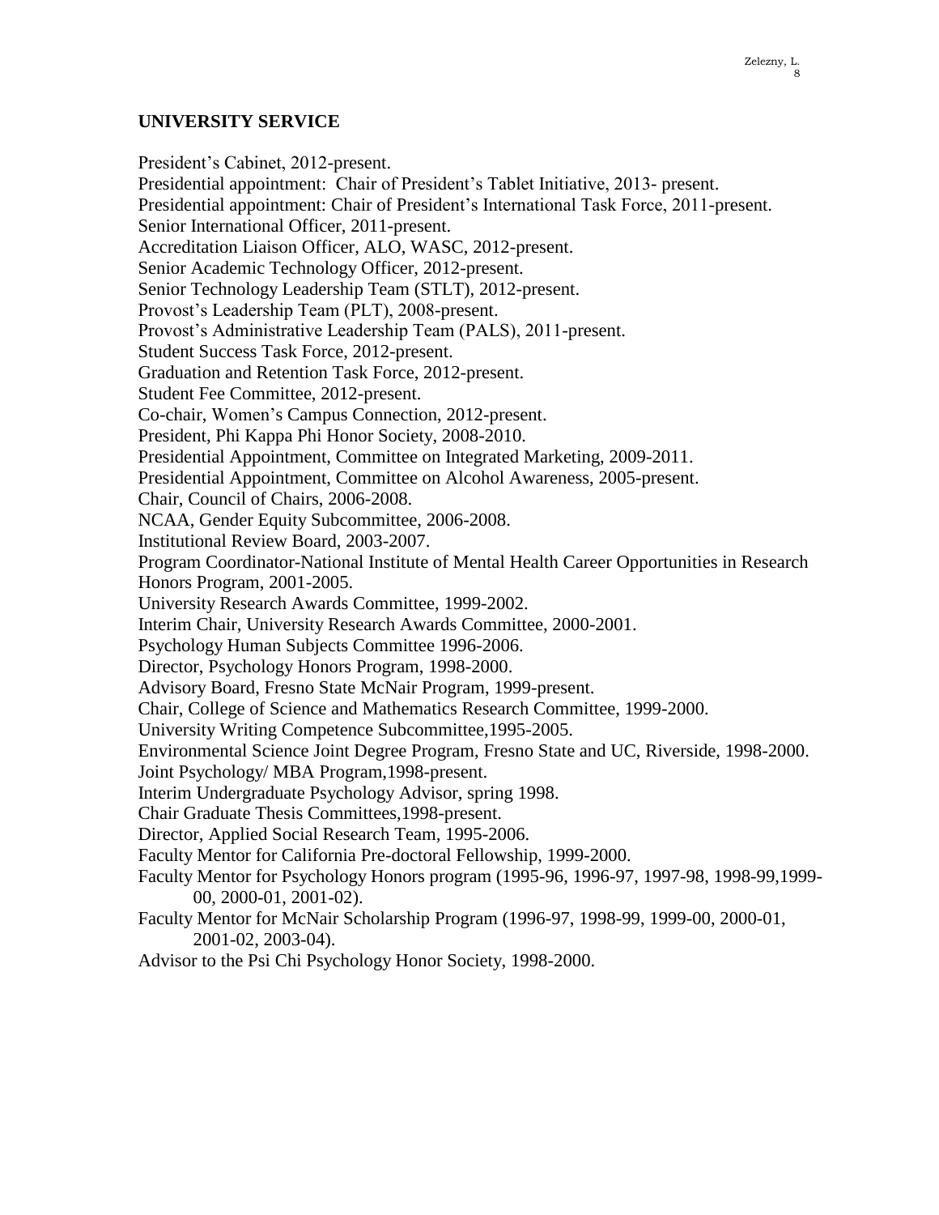## UNIVERSITY SERVICE

President's Cabinet, 2012-present.
Presidential appointment: Chair of President's Tablet Initiative, 2013- present.
Presidential appointment: Chair of President's International Task Force, 2011-present.
Senior International Officer, 2011-present.
Accreditation Liaison Officer, ALO, WASC, 2012-present.
Senior Academic Technology Officer, 2012-present.
Senior Technology Leadership Team (STLT), 2012-present.
Provost's Leadership Team (PLT), 2008-present.
Provost's Administrative Leadership Team (PALS), 2011-present.
Student Success Task Force, 2012-present.
Graduation and Retention Task Force, 2012-present.
Student Fee Committee, 2012-present.
Co-chair, Women's Campus Connection, 2012-present.
President, Phi Kappa Phi Honor Society, 2008-2010.
Presidential Appointment, Committee on Integrated Marketing, 2009-2011.
Presidential Appointment, Committee on Alcohol Awareness, 2005-present.
Chair, Council of Chairs, 2006-2008.
NCAA, Gender Equity Subcommittee, 2006-2008.
Institutional Review Board, 2003-2007.
Program Coordinator-National Institute of Mental Health Career Opportunities in Research Honors Program, 2001-2005.
University Research Awards Committee, 1999-2002.
Interim Chair, University Research Awards Committee, 2000-2001.
Psychology Human Subjects Committee 1996-2006.
Director, Psychology Honors Program, 1998-2000.
Advisory Board, Fresno State McNair Program, 1999-present.
Chair, College of Science and Mathematics Research Committee, 1999-2000.
University Writing Competence Subcommittee,1995-2005.
Environmental Science Joint Degree Program, Fresno State and UC, Riverside, 1998-2000.
Joint Psychology/ MBA Program,1998-present.
Interim Undergraduate Psychology Advisor, spring 1998.
Chair Graduate Thesis Committees,1998-present.
Director, Applied Social Research Team, 1995-2006.
Faculty Mentor for California Pre-doctoral Fellowship, 1999-2000.
Faculty Mentor for Psychology Honors program (1995-96, 1996-97, 1997-98, 1998-99,1999-00, 2000-01, 2001-02).
Faculty Mentor for McNair Scholarship Program (1996-97, 1998-99, 1999-00, 2000-01, 2001-02, 2003-04).
Advisor to the Psi Chi Psychology Honor Society, 1998-2000.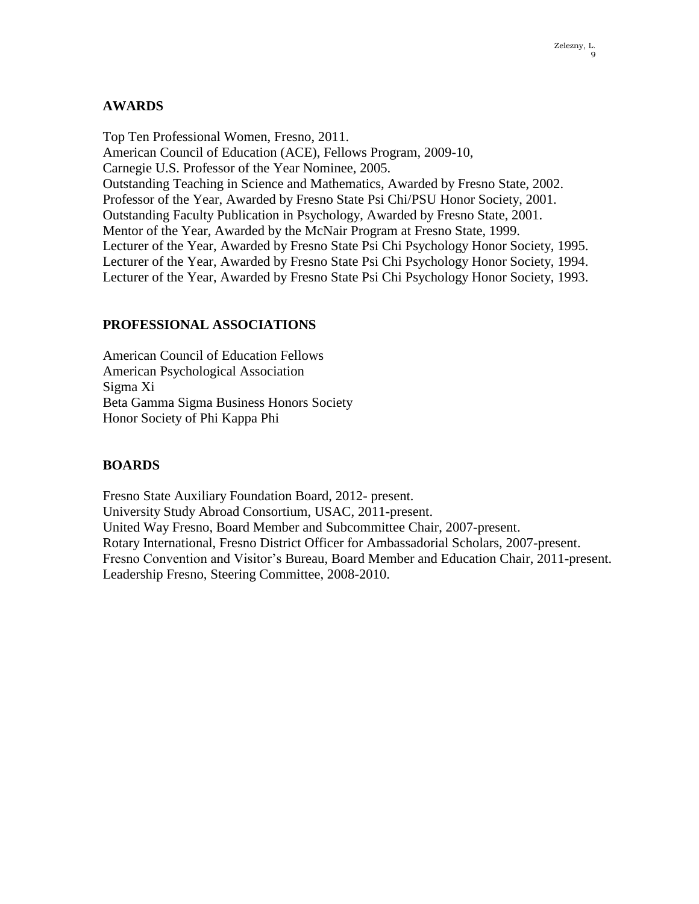## AWARDS

Top Ten Professional Women, Fresno, 2011.
American Council of Education (ACE), Fellows Program, 2009-10,
Carnegie U.S. Professor of the Year Nominee, 2005.
Outstanding Teaching in Science and Mathematics, Awarded by Fresno State, 2002.
Professor of the Year, Awarded by Fresno State Psi Chi/PSU Honor Society, 2001.
Outstanding Faculty Publication in Psychology, Awarded by Fresno State, 2001.
Mentor of the Year, Awarded by the McNair Program at Fresno State, 1999.
Lecturer of the Year, Awarded by Fresno State Psi Chi Psychology Honor Society, 1995.
Lecturer of the Year, Awarded by Fresno State Psi Chi Psychology Honor Society, 1994.
Lecturer of the Year, Awarded by Fresno State Psi Chi Psychology Honor Society, 1993.

## PROFESSIONAL ASSOCIATIONS

American Council of Education Fellows
American Psychological Association
Sigma Xi
Beta Gamma Sigma Business Honors Society
Honor Society of Phi Kappa Phi

## BOARDS

Fresno State Auxiliary Foundation Board, 2012- present.
University Study Abroad Consortium, USAC, 2011-present.
United Way Fresno, Board Member and Subcommittee Chair, 2007-present.
Rotary International, Fresno District Officer for Ambassadorial Scholars, 2007-present.
Fresno Convention and Visitor's Bureau, Board Member and Education Chair, 2011-present.
Leadership Fresno, Steering Committee, 2008-2010.